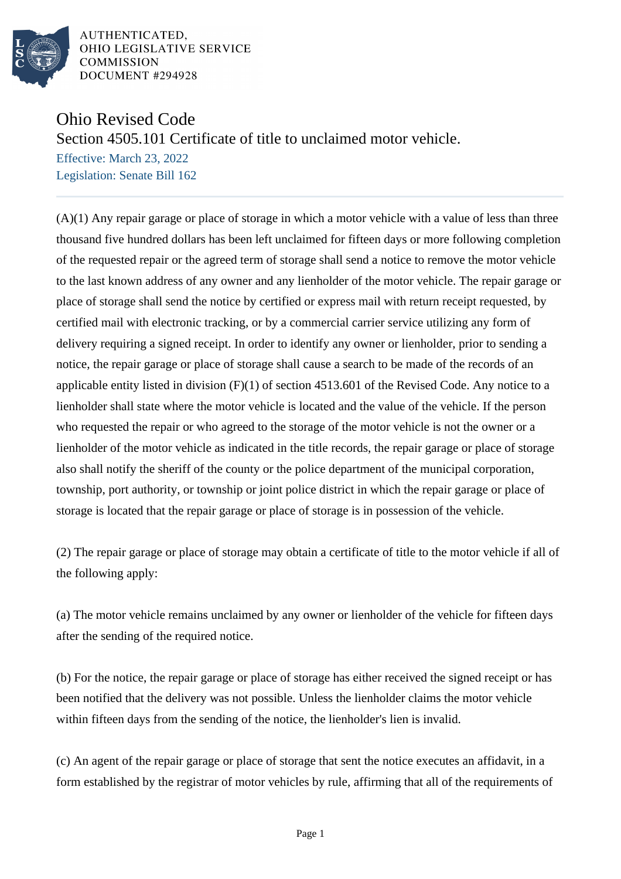AUTHENTICATED,
OHIO LEGISLATIVE SERVICE
COMMISSION
DOCUMENT #294928

# Ohio Revised Code

## Section 4505.101 Certificate of title to unclaimed motor vehicle.

Effective: March 23, 2022

Legislation: Senate Bill 162

(A)(1) Any repair garage or place of storage in which a motor vehicle with a value of less than three thousand five hundred dollars has been left unclaimed for fifteen days or more following completion of the requested repair or the agreed term of storage shall send a notice to remove the motor vehicle to the last known address of any owner and any lienholder of the motor vehicle. The repair garage or place of storage shall send the notice by certified or express mail with return receipt requested, by certified mail with electronic tracking, or by a commercial carrier service utilizing any form of delivery requiring a signed receipt. In order to identify any owner or lienholder, prior to sending a notice, the repair garage or place of storage shall cause a search to be made of the records of an applicable entity listed in division (F)(1) of section 4513.601 of the Revised Code. Any notice to a lienholder shall state where the motor vehicle is located and the value of the vehicle. If the person who requested the repair or who agreed to the storage of the motor vehicle is not the owner or a lienholder of the motor vehicle as indicated in the title records, the repair garage or place of storage also shall notify the sheriff of the county or the police department of the municipal corporation, township, port authority, or township or joint police district in which the repair garage or place of storage is located that the repair garage or place of storage is in possession of the vehicle.

(2) The repair garage or place of storage may obtain a certificate of title to the motor vehicle if all of the following apply:

(a) The motor vehicle remains unclaimed by any owner or lienholder of the vehicle for fifteen days after the sending of the required notice.

(b) For the notice, the repair garage or place of storage has either received the signed receipt or has been notified that the delivery was not possible. Unless the lienholder claims the motor vehicle within fifteen days from the sending of the notice, the lienholder's lien is invalid.

(c) An agent of the repair garage or place of storage that sent the notice executes an affidavit, in a form established by the registrar of motor vehicles by rule, affirming that all of the requirements of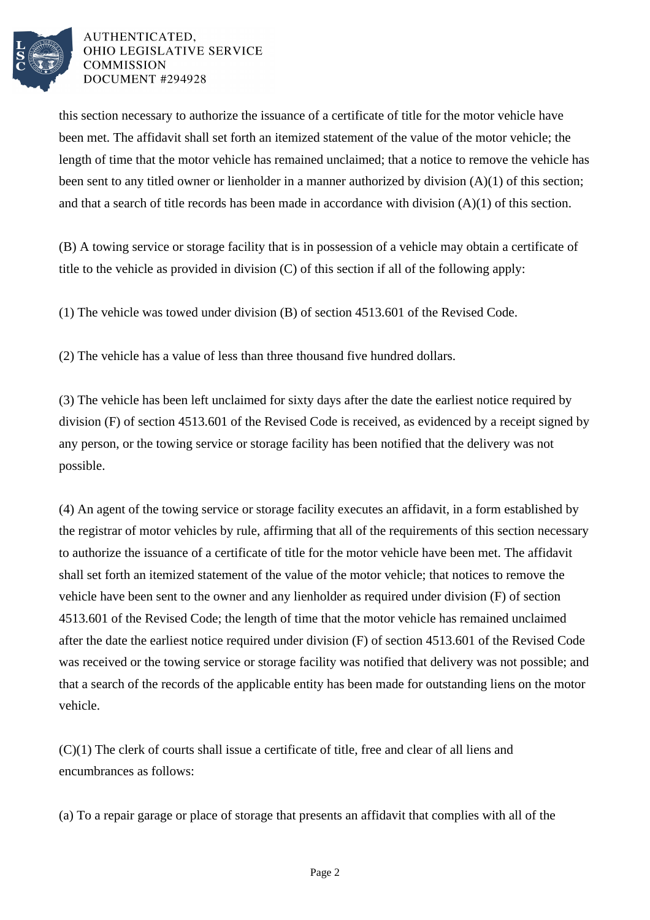this section necessary to authorize the issuance of a certificate of title for the motor vehicle have been met. The affidavit shall set forth an itemized statement of the value of the motor vehicle; the length of time that the motor vehicle has remained unclaimed; that a notice to remove the vehicle has been sent to any titled owner or lienholder in a manner authorized by division (A)(1) of this section; and that a search of title records has been made in accordance with division (A)(1) of this section.

(B) A towing service or storage facility that is in possession of a vehicle may obtain a certificate of title to the vehicle as provided in division (C) of this section if all of the following apply:

(1) The vehicle was towed under division (B) of section 4513.601 of the Revised Code.

(2) The vehicle has a value of less than three thousand five hundred dollars.

(3) The vehicle has been left unclaimed for sixty days after the date the earliest notice required by division (F) of section 4513.601 of the Revised Code is received, as evidenced by a receipt signed by any person, or the towing service or storage facility has been notified that the delivery was not possible.

(4) An agent of the towing service or storage facility executes an affidavit, in a form established by the registrar of motor vehicles by rule, affirming that all of the requirements of this section necessary to authorize the issuance of a certificate of title for the motor vehicle have been met. The affidavit shall set forth an itemized statement of the value of the motor vehicle; that notices to remove the vehicle have been sent to the owner and any lienholder as required under division (F) of section 4513.601 of the Revised Code; the length of time that the motor vehicle has remained unclaimed after the date the earliest notice required under division (F) of section 4513.601 of the Revised Code was received or the towing service or storage facility was notified that delivery was not possible; and that a search of the records of the applicable entity has been made for outstanding liens on the motor vehicle.

(C)(1) The clerk of courts shall issue a certificate of title, free and clear of all liens and encumbrances as follows:

(a) To a repair garage or place of storage that presents an affidavit that complies with all of the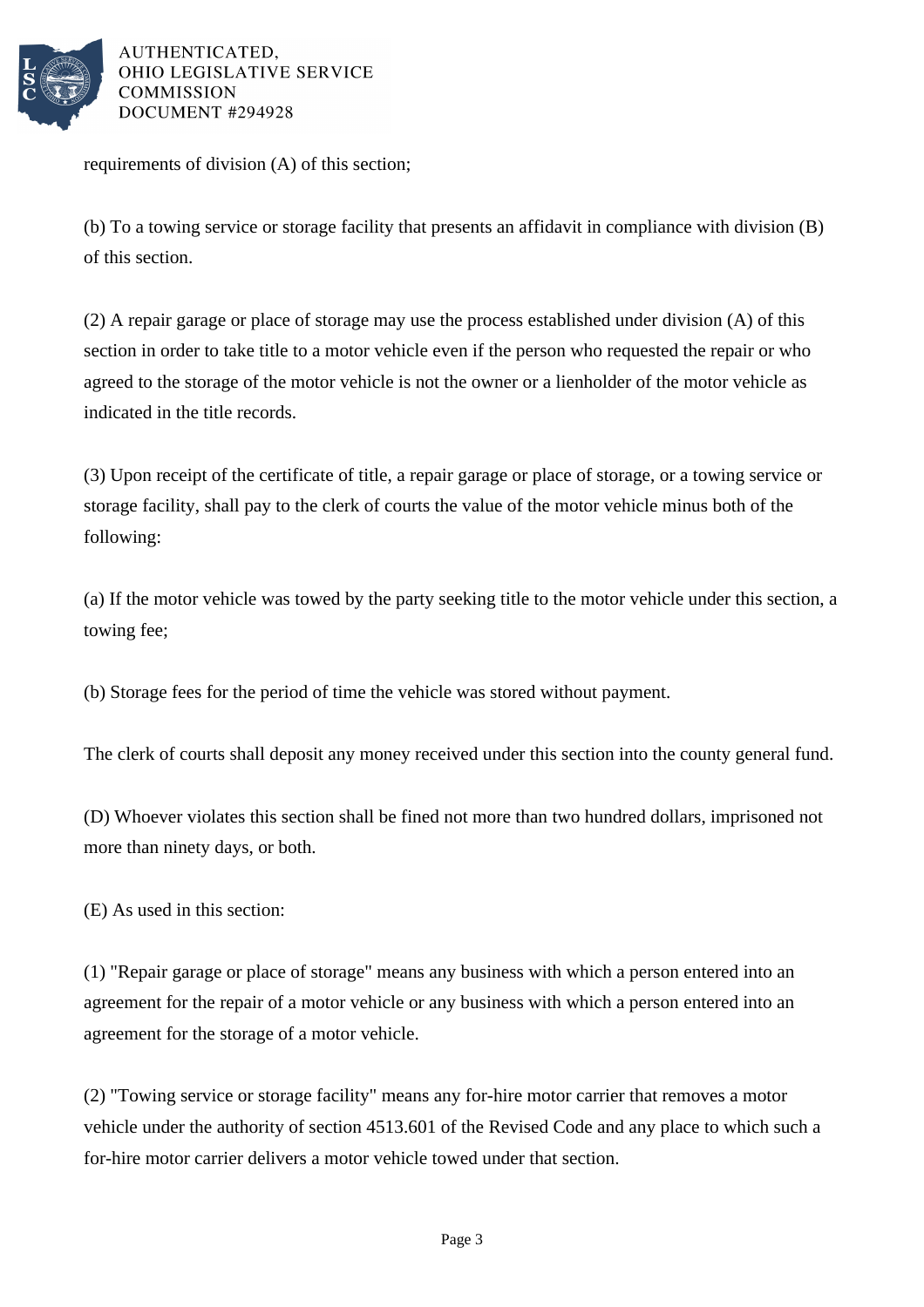requirements of division (A) of this section;

(b) To a towing service or storage facility that presents an affidavit in compliance with division (B) of this section.

(2) A repair garage or place of storage may use the process established under division (A) of this section in order to take title to a motor vehicle even if the person who requested the repair or who agreed to the storage of the motor vehicle is not the owner or a lienholder of the motor vehicle as indicated in the title records.

(3) Upon receipt of the certificate of title, a repair garage or place of storage, or a towing service or storage facility, shall pay to the clerk of courts the value of the motor vehicle minus both of the following:

(a) If the motor vehicle was towed by the party seeking title to the motor vehicle under this section, a towing fee;

(b) Storage fees for the period of time the vehicle was stored without payment.

The clerk of courts shall deposit any money received under this section into the county general fund.

(D) Whoever violates this section shall be fined not more than two hundred dollars, imprisoned not more than ninety days, or both.

(E) As used in this section:

(1) "Repair garage or place of storage" means any business with which a person entered into an agreement for the repair of a motor vehicle or any business with which a person entered into an agreement for the storage of a motor vehicle.

(2) "Towing service or storage facility" means any for-hire motor carrier that removes a motor vehicle under the authority of section 4513.601 of the Revised Code and any place to which such a for-hire motor carrier delivers a motor vehicle towed under that section.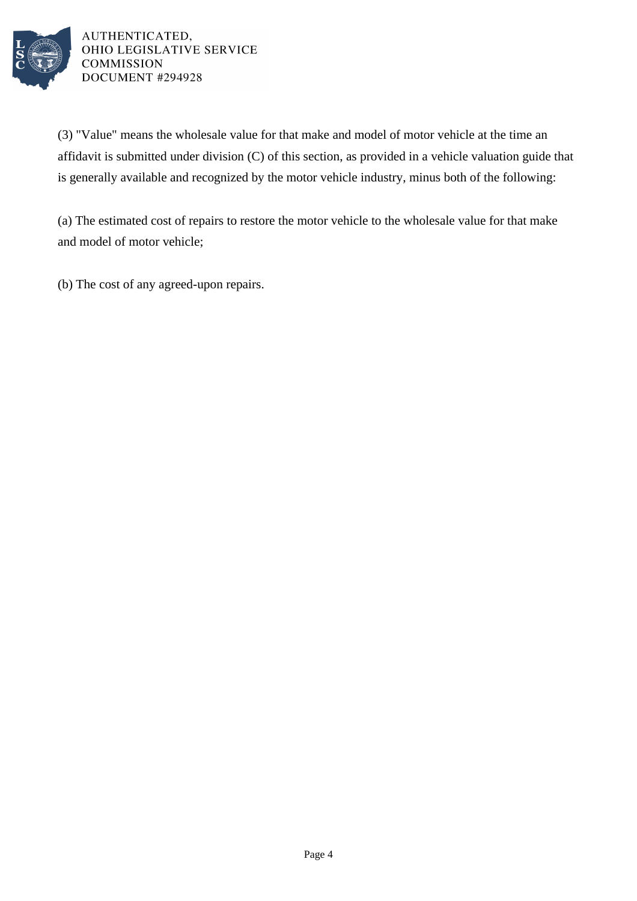(3) "Value" means the wholesale value for that make and model of motor vehicle at the time an affidavit is submitted under division (C) of this section, as provided in a vehicle valuation guide that is generally available and recognized by the motor vehicle industry, minus both of the following:

(a) The estimated cost of repairs to restore the motor vehicle to the wholesale value for that make and model of motor vehicle;

(b) The cost of any agreed-upon repairs.